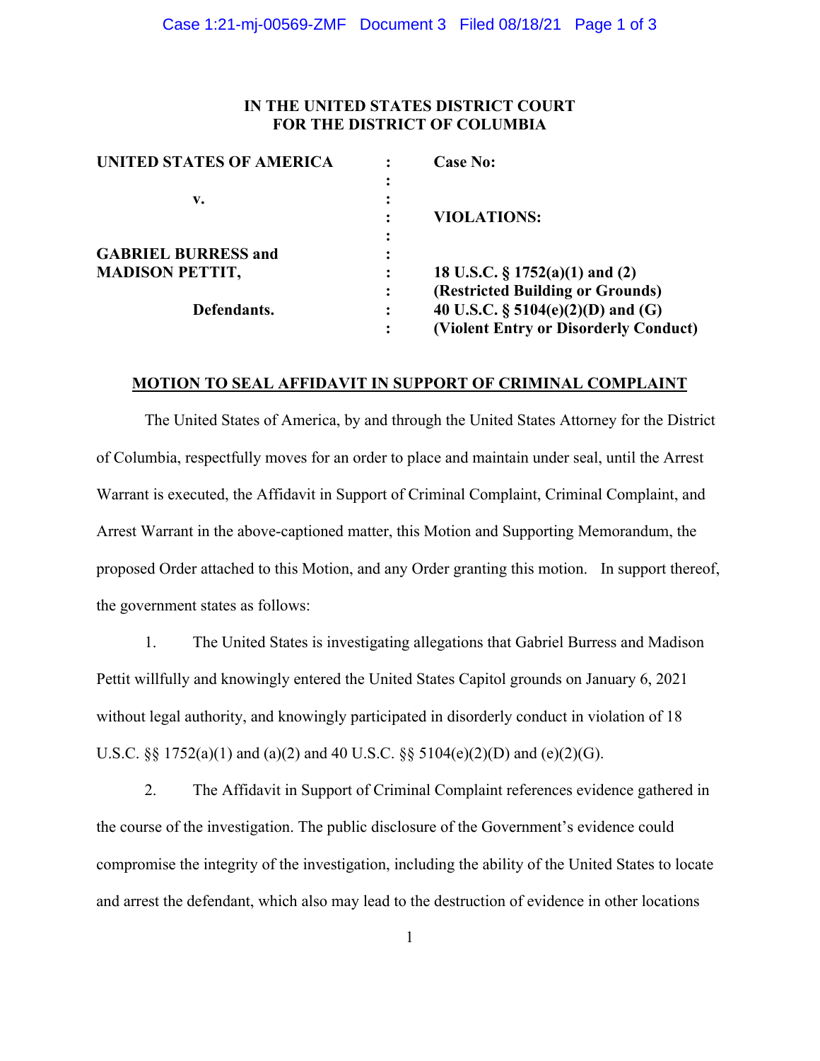**IN THE UNITED STATES DISTRICT COURT**
**FOR THE DISTRICT OF COLUMBIA**

| | | |
|---|---|---|
| **UNITED STATES OF AMERICA** | : | **Case No:** |
| | : | |
| **v.** | : | |
| | : | **VIOLATIONS:** |
| | : | |
| **GABRIEL BURRESS and** | : | |
| **MADISON PETTIT,** | : | **18 U.S.C. § 1752(a)(1) and (2)** |
| | : | **(Restricted Building or Grounds)** |
| **Defendants.** | : | **40 U.S.C. § 5104(e)(2)(D) and (G)** |
| | : | **(Violent Entry or Disorderly Conduct)** |

## MOTION TO SEAL AFFIDAVIT IN SUPPORT OF CRIMINAL COMPLAINT

The United States of America, by and through the United States Attorney for the District of Columbia, respectfully moves for an order to place and maintain under seal, until the Arrest Warrant is executed, the Affidavit in Support of Criminal Complaint, Criminal Complaint, and Arrest Warrant in the above-captioned matter, this Motion and Supporting Memorandum, the proposed Order attached to this Motion, and any Order granting this motion. In support thereof, the government states as follows:

1. The United States is investigating allegations that Gabriel Burress and Madison Pettit willfully and knowingly entered the United States Capitol grounds on January 6, 2021 without legal authority, and knowingly participated in disorderly conduct in violation of 18 U.S.C. §§ 1752(a)(1) and (a)(2) and 40 U.S.C. §§ 5104(e)(2)(D) and (e)(2)(G).

2. The Affidavit in Support of Criminal Complaint references evidence gathered in the course of the investigation. The public disclosure of the Government's evidence could compromise the integrity of the investigation, including the ability of the United States to locate and arrest the defendant, which also may lead to the destruction of evidence in other locations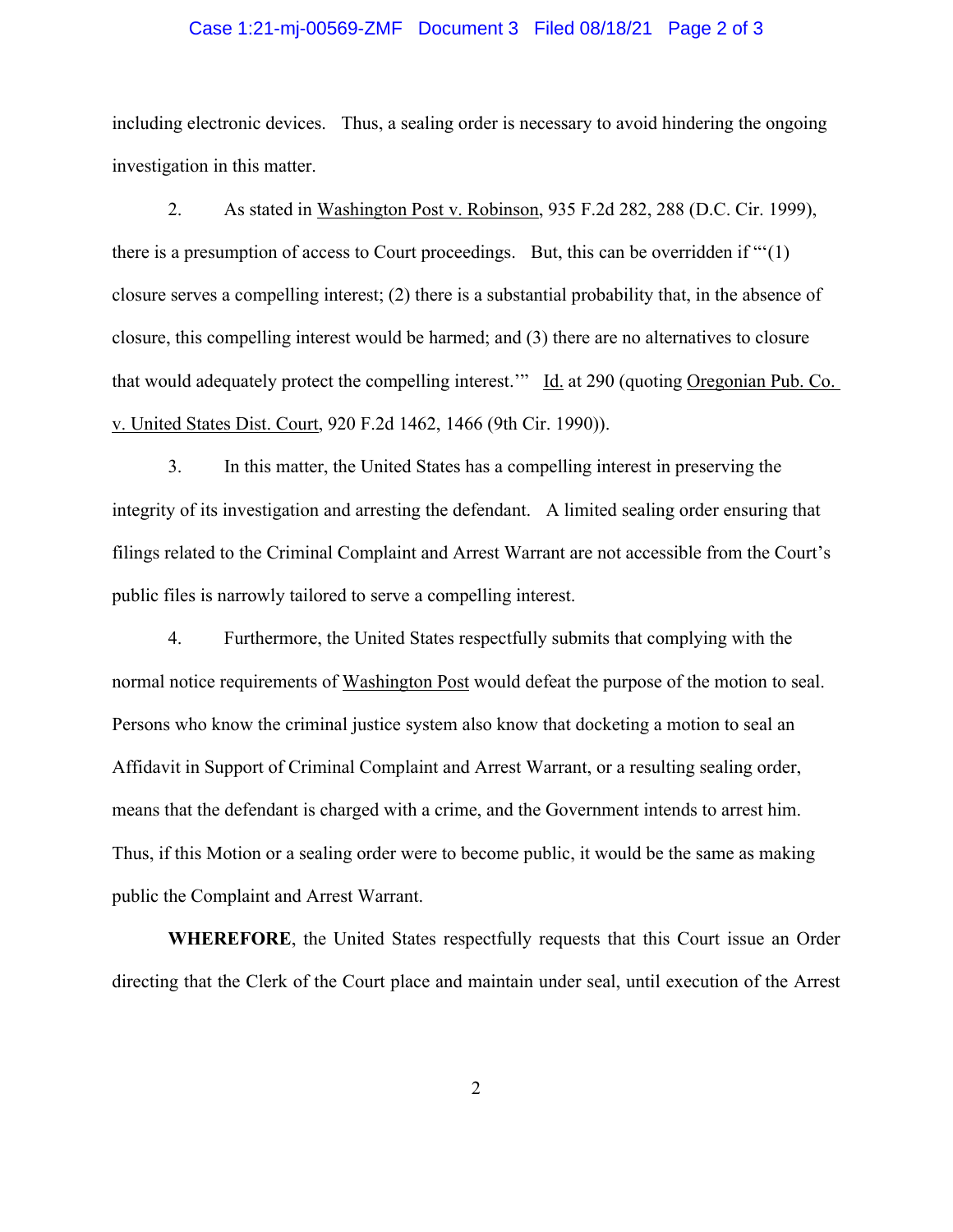including electronic devices. Thus, a sealing order is necessary to avoid hindering the ongoing investigation in this matter.

2. As stated in Washington Post v. Robinson, 935 F.2d 282, 288 (D.C. Cir. 1999), there is a presumption of access to Court proceedings. But, this can be overridden if "'(1) closure serves a compelling interest; (2) there is a substantial probability that, in the absence of closure, this compelling interest would be harmed; and (3) there are no alternatives to closure that would adequately protect the compelling interest.'" Id. at 290 (quoting Oregonian Pub. Co. v. United States Dist. Court, 920 F.2d 1462, 1466 (9th Cir. 1990)).

3. In this matter, the United States has a compelling interest in preserving the integrity of its investigation and arresting the defendant. A limited sealing order ensuring that filings related to the Criminal Complaint and Arrest Warrant are not accessible from the Court's public files is narrowly tailored to serve a compelling interest.

4. Furthermore, the United States respectfully submits that complying with the normal notice requirements of Washington Post would defeat the purpose of the motion to seal. Persons who know the criminal justice system also know that docketing a motion to seal an Affidavit in Support of Criminal Complaint and Arrest Warrant, or a resulting sealing order, means that the defendant is charged with a crime, and the Government intends to arrest him. Thus, if this Motion or a sealing order were to become public, it would be the same as making public the Complaint and Arrest Warrant.

**WHEREFORE**, the United States respectfully requests that this Court issue an Order directing that the Clerk of the Court place and maintain under seal, until execution of the Arrest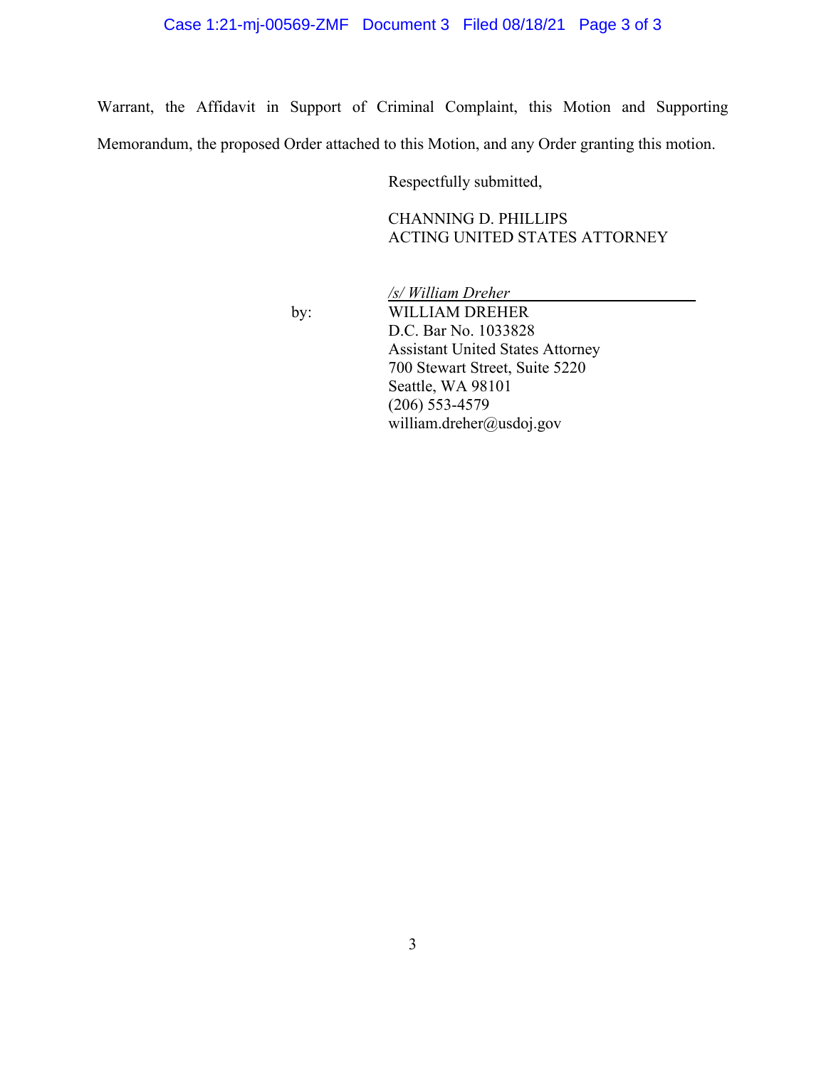Warrant, the Affidavit in Support of Criminal Complaint, this Motion and Supporting Memorandum, the proposed Order attached to this Motion, and any Order granting this motion.

Respectfully submitted,

CHANNING D. PHILLIPS
ACTING UNITED STATES ATTORNEY

by:

*/s/ William Dreher*
WILLIAM DREHER
D.C. Bar No. 1033828
Assistant United States Attorney
700 Stewart Street, Suite 5220
Seattle, WA 98101
(206) 553-4579
william.dreher@usdoj.gov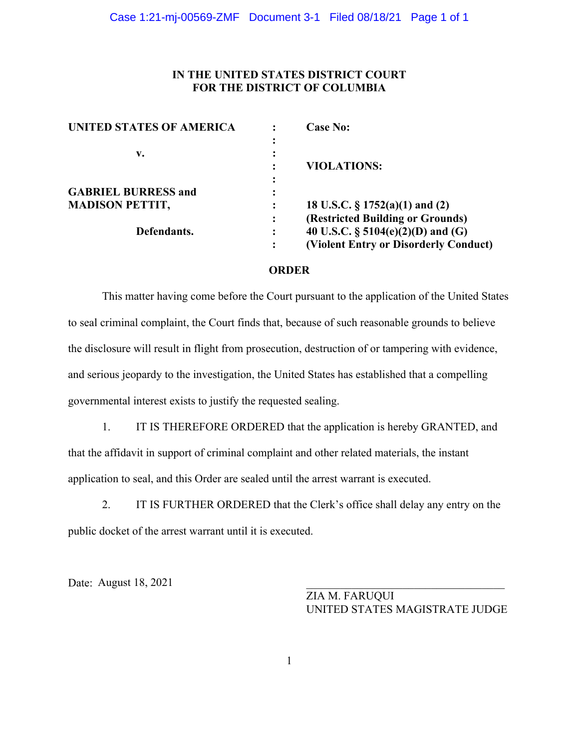**IN THE UNITED STATES DISTRICT COURT**
**FOR THE DISTRICT OF COLUMBIA**

| | | |
|---|---|---|
| **UNITED STATES OF AMERICA** | : | **Case No:** |
| | : | |
| **v.** | : | |
| | : | **VIOLATIONS:** |
| | : | |
| **GABRIEL BURRESS and** | : | |
| **MADISON PETTIT,** | : | **18 U.S.C. § 1752(a)(1) and (2)** |
| | : | **(Restricted Building or Grounds)** |
| **Defendants.** | : | **40 U.S.C. § 5104(e)(2)(D) and (G)** |
| | : | **(Violent Entry or Disorderly Conduct)** |

**ORDER**

This matter having come before the Court pursuant to the application of the United States to seal criminal complaint, the Court finds that, because of such reasonable grounds to believe the disclosure will result in flight from prosecution, destruction of or tampering with evidence, and serious jeopardy to the investigation, the United States has established that a compelling governmental interest exists to justify the requested sealing.

1. IT IS THEREFORE ORDERED that the application is hereby GRANTED, and that the affidavit in support of criminal complaint and other related materials, the instant application to seal, and this Order are sealed until the arrest warrant is executed.

2. IT IS FURTHER ORDERED that the Clerk's office shall delay any entry on the public docket of the arrest warrant until it is executed.

Date: August 18, 2021

\_\_\_\_\_\_\_\_\_\_\_\_\_\_\_\_\_\_\_\_\_\_\_\_\_\_\_\_\_\_\_\_\_\_\_\_
ZIA M. FARUQUI
UNITED STATES MAGISTRATE JUDGE